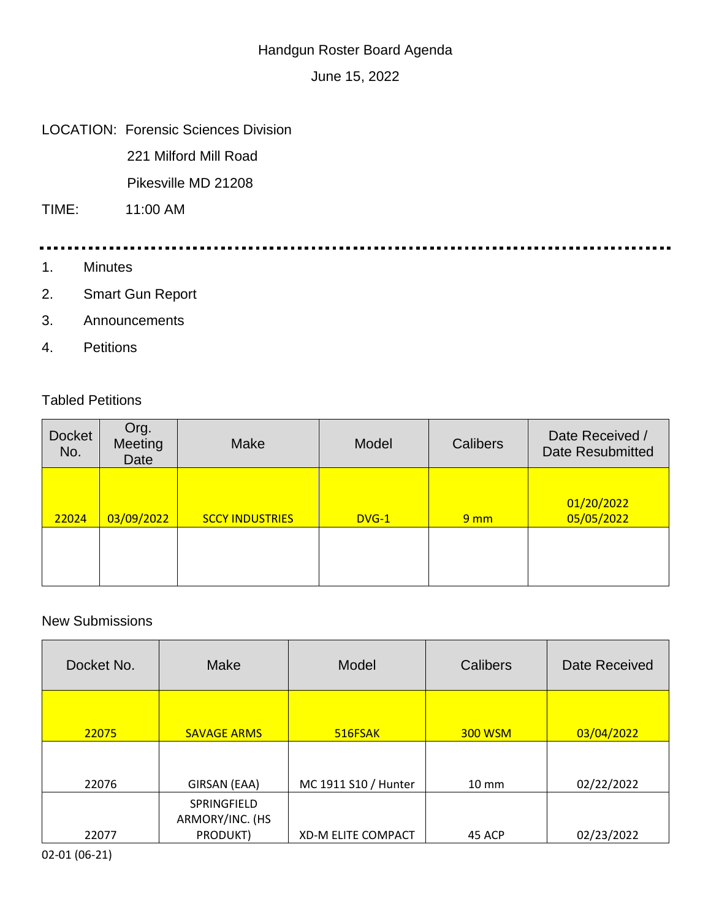# Handgun Roster Board Agenda

June 15, 2022

LOCATION: Forensic Sciences Division
221 Milford Mill Road
Pikesville MD 21208

TIME: 11:00 AM

---

1. Minutes
2. Smart Gun Report
3. Announcements
4. Petitions

Tabled Petitions

| Docket No. | Org. Meeting Date | Make | Model | Calibers | Date Received / Date Resubmitted |
|---|---|---|---|---|---|
| 22024 | 03/09/2022 | SCCY INDUSTRIES | DVG-1 | 9 mm | 01/20/2022 05/05/2022 |
| | | | | | |

New Submissions

| Docket No. | Make | Model | Calibers | Date Received |
|---|---|---|---|---|
| 22075 | SAVAGE ARMS | 516FSAK | 300 WSM | 03/04/2022 |
| 22076 | GIRSAN (EAA) | MC 1911 S10 / Hunter | 10 mm | 02/22/2022 |
| 22077 | SPRINGFIELD ARMORY/INC. (HS PRODUKT) | XD-M ELITE COMPACT | 45 ACP | 02/23/2022 |

02-01 (06-21)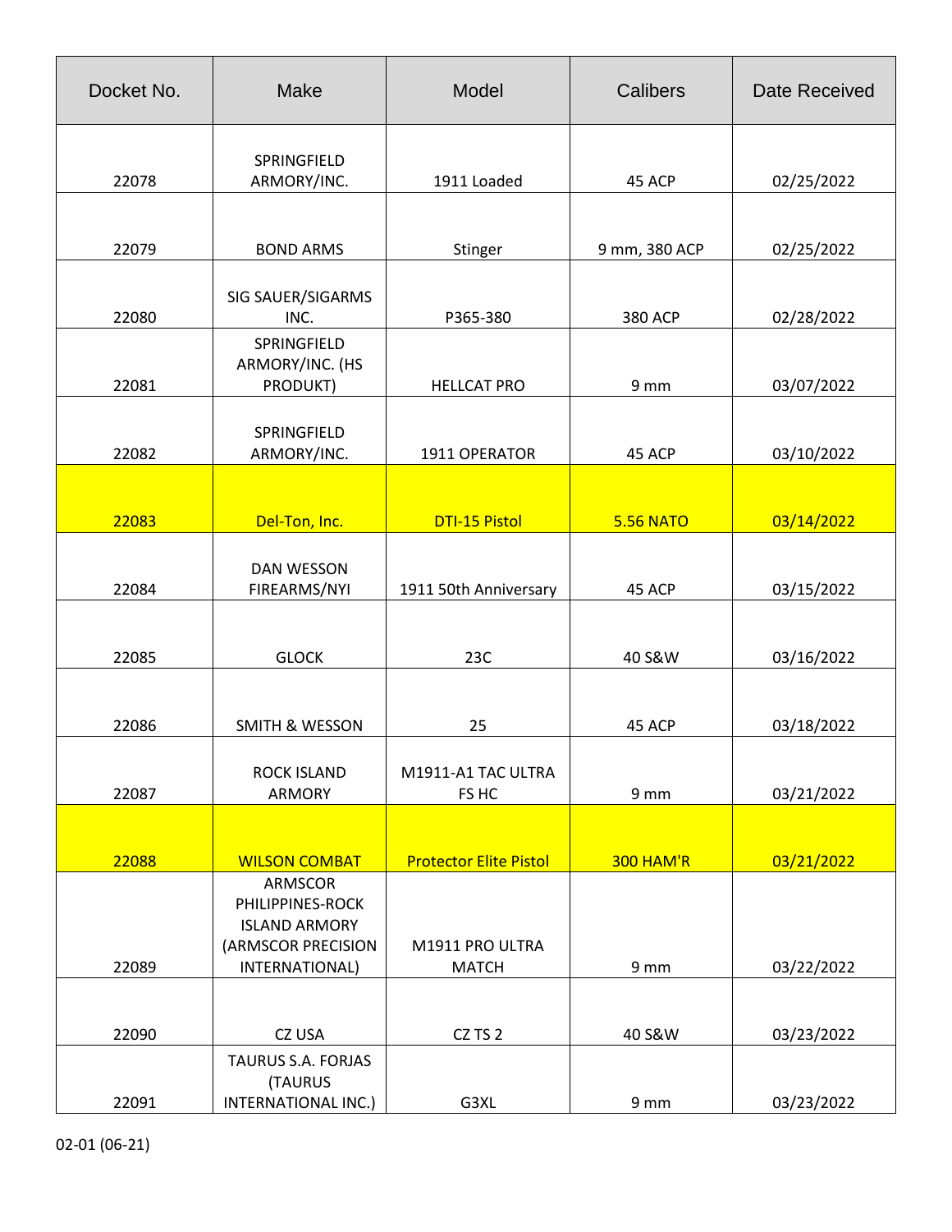| Docket No. | Make | Model | Calibers | Date Received |
| --- | --- | --- | --- | --- |
| 22078 | SPRINGFIELD ARMORY/INC. | 1911 Loaded | 45 ACP | 02/25/2022 |
| 22079 | BOND ARMS | Stinger | 9 mm, 380 ACP | 02/25/2022 |
| 22080 | SIG SAUER/SIGARMS INC. | P365-380 | 380 ACP | 02/28/2022 |
| 22081 | SPRINGFIELD ARMORY/INC. (HS PRODUKT) | HELLCAT PRO | 9 mm | 03/07/2022 |
| 22082 | SPRINGFIELD ARMORY/INC. | 1911 OPERATOR | 45 ACP | 03/10/2022 |
| 22083 | Del-Ton, Inc. | DTI-15 Pistol | 5.56 NATO | 03/14/2022 |
| 22084 | DAN WESSON FIREARMS/NYI | 1911 50th Anniversary | 45 ACP | 03/15/2022 |
| 22085 | GLOCK | 23C | 40 S&W | 03/16/2022 |
| 22086 | SMITH & WESSON | 25 | 45 ACP | 03/18/2022 |
| 22087 | ROCK ISLAND ARMORY | M1911-A1 TAC ULTRA FS HC | 9 mm | 03/21/2022 |
| 22088 | WILSON COMBAT | Protector Elite Pistol | 300 HAM'R | 03/21/2022 |
| 22089 | ARMSCOR PHILIPPINES-ROCK ISLAND ARMORY (ARMSCOR PRECISION INTERNATIONAL) | M1911 PRO ULTRA MATCH | 9 mm | 03/22/2022 |
| 22090 | CZ USA | CZ TS 2 | 40 S&W | 03/23/2022 |
| 22091 | TAURUS S.A. FORJAS (TAURUS INTERNATIONAL INC.) | G3XL | 9 mm | 03/23/2022 |

02-01 (06-21)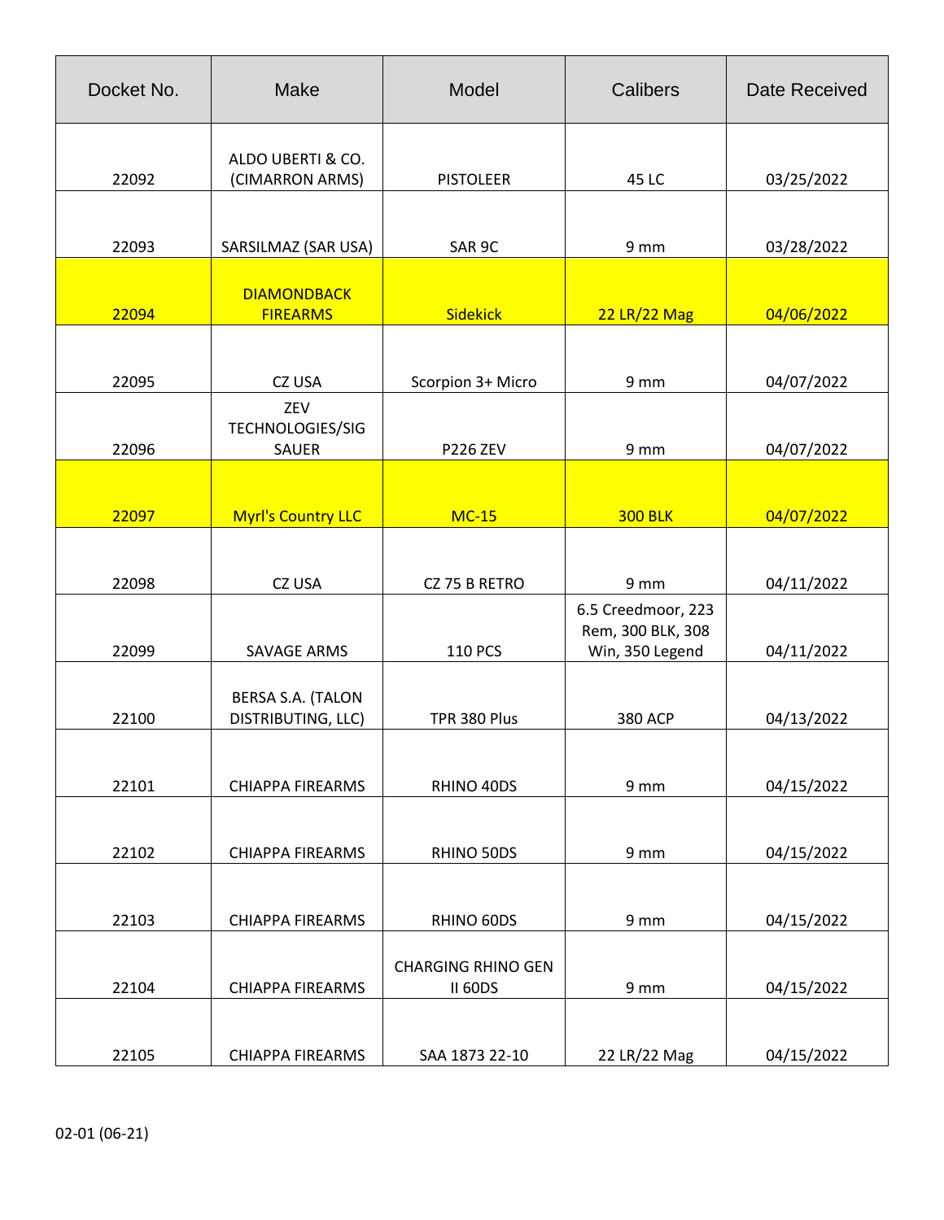| Docket No. | Make | Model | Calibers | Date Received |
|---|---|---|---|---|
| 22092 | ALDO UBERTI & CO. (CIMARRON ARMS) | PISTOLEER | 45 LC | 03/25/2022 |
| 22093 | SARSILMAZ (SAR USA) | SAR 9C | 9 mm | 03/28/2022 |
| 22094 | DIAMONDBACK FIREARMS | Sidekick | 22 LR/22 Mag | 04/06/2022 |
| 22095 | CZ USA | Scorpion 3+ Micro | 9 mm | 04/07/2022 |
| 22096 | ZEV TECHNOLOGIES/SIG SAUER | P226 ZEV | 9 mm | 04/07/2022 |
| 22097 | Myrl's Country LLC | MC-15 | 300 BLK | 04/07/2022 |
| 22098 | CZ USA | CZ 75 B RETRO | 9 mm | 04/11/2022 |
| 22099 | SAVAGE ARMS | 110 PCS | 6.5 Creedmoor, 223 Rem, 300 BLK, 308 Win, 350 Legend | 04/11/2022 |
| 22100 | BERSA S.A. (TALON DISTRIBUTING, LLC) | TPR 380 Plus | 380 ACP | 04/13/2022 |
| 22101 | CHIAPPA FIREARMS | RHINO 40DS | 9 mm | 04/15/2022 |
| 22102 | CHIAPPA FIREARMS | RHINO 50DS | 9 mm | 04/15/2022 |
| 22103 | CHIAPPA FIREARMS | RHINO 60DS | 9 mm | 04/15/2022 |
| 22104 | CHIAPPA FIREARMS | CHARGING RHINO GEN II 60DS | 9 mm | 04/15/2022 |
| 22105 | CHIAPPA FIREARMS | SAA 1873 22-10 | 22 LR/22 Mag | 04/15/2022 |

02-01 (06-21)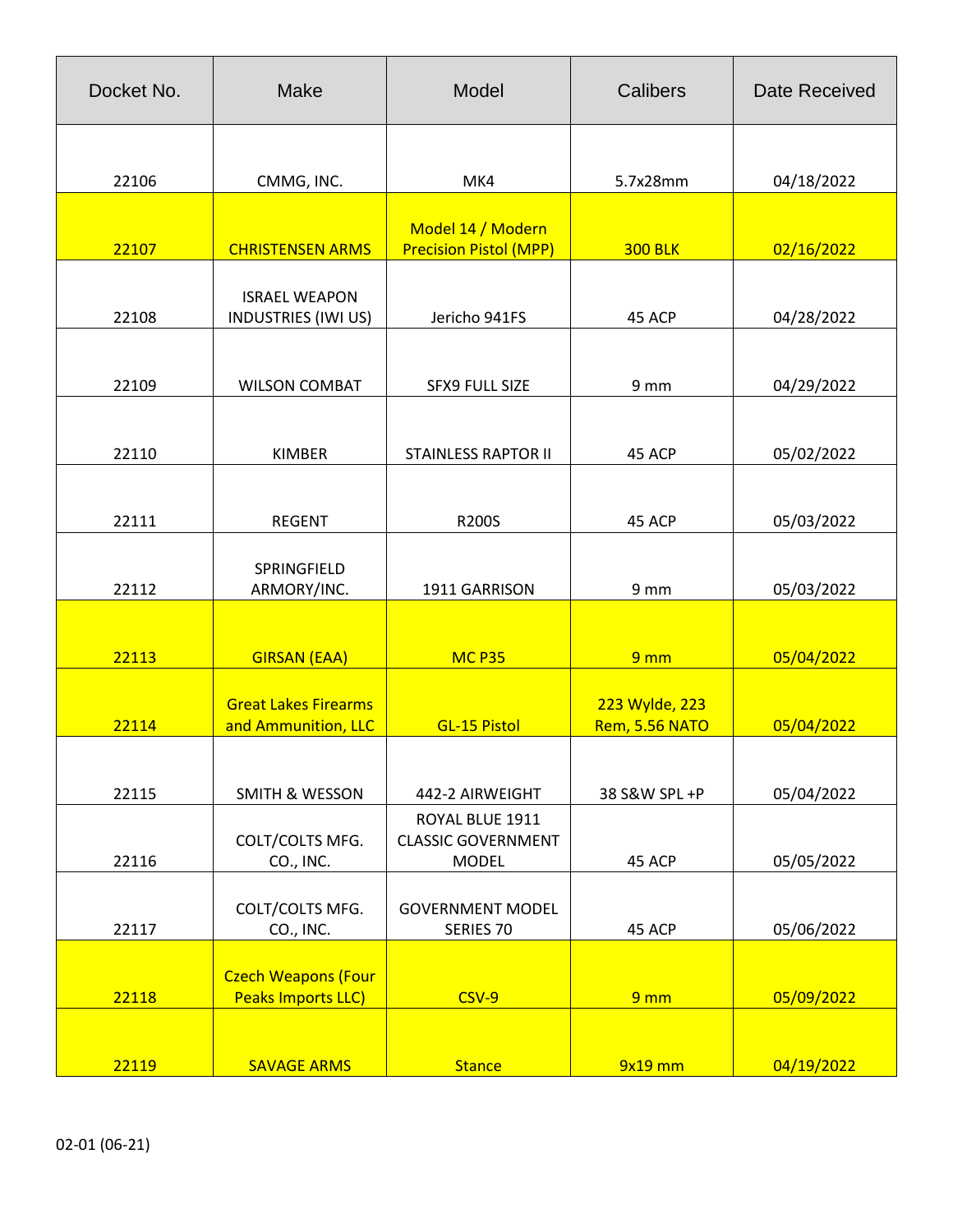| Docket No. | Make | Model | Calibers | Date Received |
|---|---|---|---|---|
| 22106 | CMMG, INC. | MK4 | 5.7x28mm | 04/18/2022 |
| 22107 | CHRISTENSEN ARMS | Model 14 / Modern Precision Pistol (MPP) | 300 BLK | 02/16/2022 |
| 22108 | ISRAEL WEAPON INDUSTRIES (IWI US) | Jericho 941FS | 45 ACP | 04/28/2022 |
| 22109 | WILSON COMBAT | SFX9 FULL SIZE | 9 mm | 04/29/2022 |
| 22110 | KIMBER | STAINLESS RAPTOR II | 45 ACP | 05/02/2022 |
| 22111 | REGENT | R200S | 45 ACP | 05/03/2022 |
| 22112 | SPRINGFIELD ARMORY/INC. | 1911 GARRISON | 9 mm | 05/03/2022 |
| 22113 | GIRSAN (EAA) | MC P35 | 9 mm | 05/04/2022 |
| 22114 | Great Lakes Firearms and Ammunition, LLC | GL-15 Pistol | 223 Wylde, 223 Rem, 5.56 NATO | 05/04/2022 |
| 22115 | SMITH & WESSON | 442-2 AIRWEIGHT | 38 S&W SPL +P | 05/04/2022 |
| 22116 | COLT/COLTS MFG. CO., INC. | ROYAL BLUE 1911 CLASSIC GOVERNMENT MODEL | 45 ACP | 05/05/2022 |
| 22117 | COLT/COLTS MFG. CO., INC. | GOVERNMENT MODEL SERIES 70 | 45 ACP | 05/06/2022 |
| 22118 | Czech Weapons (Four Peaks Imports LLC) | CSV-9 | 9 mm | 05/09/2022 |
| 22119 | SAVAGE ARMS | Stance | 9x19 mm | 04/19/2022 |

02-01 (06-21)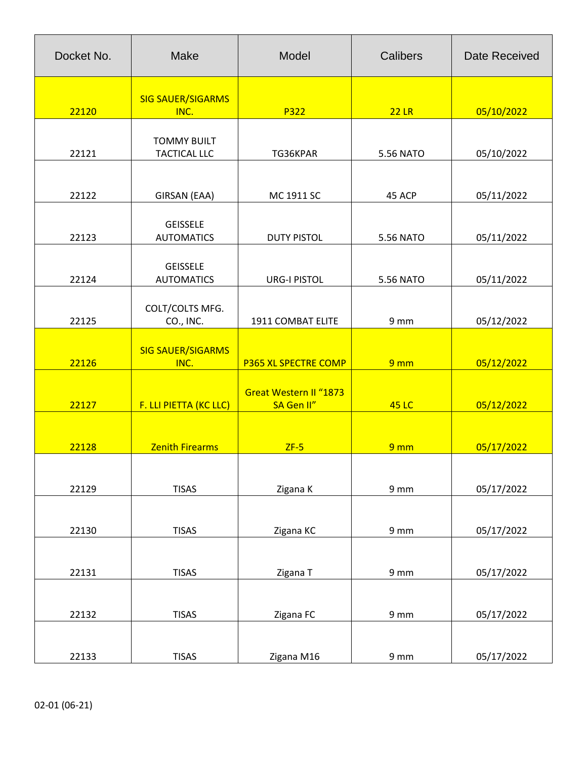| Docket No. | Make | Model | Calibers | Date Received |
| --- | --- | --- | --- | --- |
| 22120 | SIG SAUER/SIGARMS INC. | P322 | 22 LR | 05/10/2022 |
| 22121 | TOMMY BUILT TACTICAL LLC | TG36KPAR | 5.56 NATO | 05/10/2022 |
| 22122 | GIRSAN (EAA) | MC 1911 SC | 45 ACP | 05/11/2022 |
| 22123 | GEISSELE AUTOMATICS | DUTY PISTOL | 5.56 NATO | 05/11/2022 |
| 22124 | GEISSELE AUTOMATICS | URG-I PISTOL | 5.56 NATO | 05/11/2022 |
| 22125 | COLT/COLTS MFG. CO., INC. | 1911 COMBAT ELITE | 9 mm | 05/12/2022 |
| 22126 | SIG SAUER/SIGARMS INC. | P365 XL SPECTRE COMP | 9 mm | 05/12/2022 |
| 22127 | F. LLI PIETTA (KC LLC) | Great Western II “1873 SA Gen II” | 45 LC | 05/12/2022 |
| 22128 | Zenith Firearms | ZF-5 | 9 mm | 05/17/2022 |
| 22129 | TISAS | Zigana K | 9 mm | 05/17/2022 |
| 22130 | TISAS | Zigana KC | 9 mm | 05/17/2022 |
| 22131 | TISAS | Zigana T | 9 mm | 05/17/2022 |
| 22132 | TISAS | Zigana FC | 9 mm | 05/17/2022 |
| 22133 | TISAS | Zigana M16 | 9 mm | 05/17/2022 |

02-01 (06-21)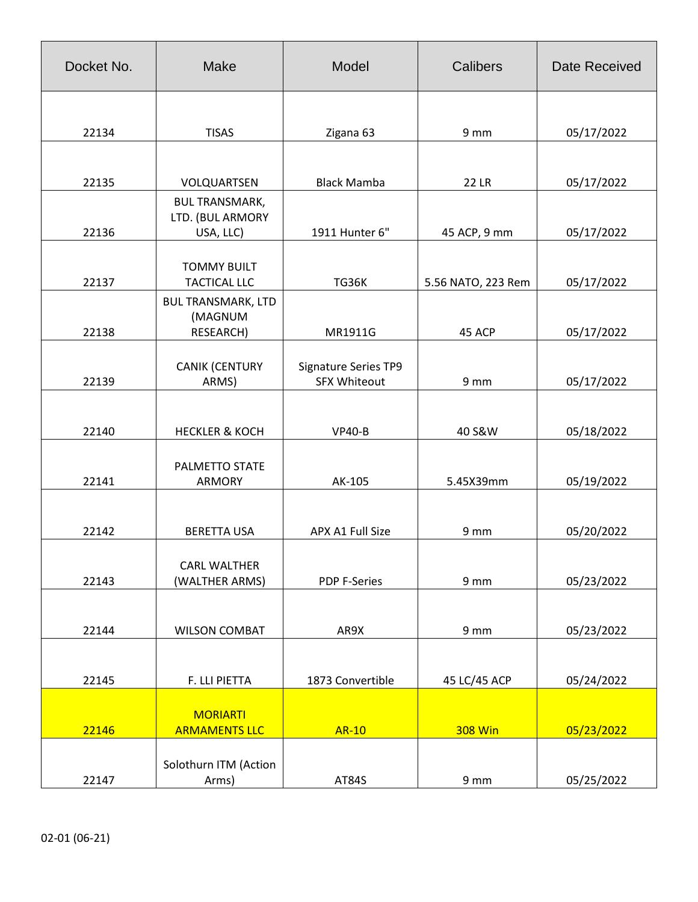| Docket No. | Make | Model | Calibers | Date Received |
| --- | --- | --- | --- | --- |
| 22134 | TISAS | Zigana 63 | 9 mm | 05/17/2022 |
| 22135 | VOLQUARTSEN | Black Mamba | 22 LR | 05/17/2022 |
| 22136 | BUL TRANSMARK, LTD. (BUL ARMORY USA, LLC) | 1911 Hunter 6" | 45 ACP, 9 mm | 05/17/2022 |
| 22137 | TOMMY BUILT TACTICAL LLC | TG36K | 5.56 NATO, 223 Rem | 05/17/2022 |
| 22138 | BUL TRANSMARK, LTD (MAGNUM RESEARCH) | MR1911G | 45 ACP | 05/17/2022 |
| 22139 | CANIK (CENTURY ARMS) | Signature Series TP9 SFX Whiteout | 9 mm | 05/17/2022 |
| 22140 | HECKLER & KOCH | VP40-B | 40 S&W | 05/18/2022 |
| 22141 | PALMETTO STATE ARMORY | AK-105 | 5.45X39mm | 05/19/2022 |
| 22142 | BERETTA USA | APX A1 Full Size | 9 mm | 05/20/2022 |
| 22143 | CARL WALTHER (WALTHER ARMS) | PDP F-Series | 9 mm | 05/23/2022 |
| 22144 | WILSON COMBAT | AR9X | 9 mm | 05/23/2022 |
| 22145 | F. LLI PIETTA | 1873 Convertible | 45 LC/45 ACP | 05/24/2022 |
| 22146 | MORIARTI ARMAMENTS LLC | AR-10 | 308 Win | 05/23/2022 |
| 22147 | Solothurn ITM (Action Arms) | AT84S | 9 mm | 05/25/2022 |

02-01 (06-21)